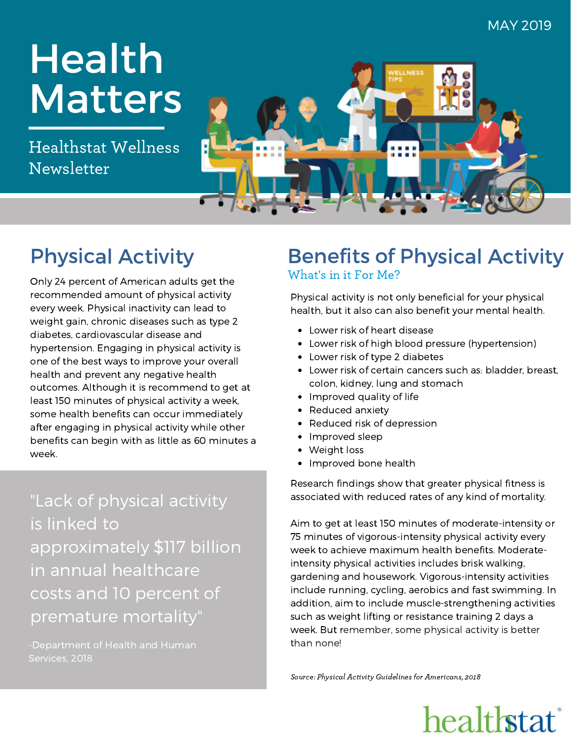MAY 2019

# Health Matters

Healthstat Wellness Newsletter

## Physical Activity

Only 24 percent of American adults get the recommended amount of physical activity every week. Physical inactivity can lead to weight gain, chronic diseases such as type 2 diabetes, cardiovascular disease and hypertension. Engaging in physical activity is one of the best ways to improve your overall health and prevent any negative health outcomes. Although it is recommend to get at least 150 minutes of physical activity a week, some health benefits can occur immediately after engaging in physical activity while other benefits can begin with as little as 60 minutes a week.

> "Lack of physical activity is linked to approximately $117 billion in annual healthcare costs and 10 percent of premature mortality"
>
> -Department of Health and Human Services, 2018

## Benefits of Physical Activity

### What's in it For Me?

Physical activity is not only beneficial for your physical health, but it also can also benefit your mental health.

- Lower risk of heart disease
- Lower risk of high blood pressure (hypertension)
- Lower risk of type 2 diabetes
- Lower risk of certain cancers such as: bladder, breast, colon, kidney, lung and stomach
- Improved quality of life
- Reduced anxiety
- Reduced risk of depression
- Improved sleep
- Weight loss
- Improved bone health

Research findings show that greater physical fitness is associated with reduced rates of any kind of mortality.

Aim to get at least 150 minutes of moderate-intensity or 75 minutes of vigorous-intensity physical activity every week to achieve maximum health benefits. Moderate-intensity physical activities includes brisk walking, gardening and housework. Vigorous-intensity activities include running, cycling, aerobics and fast swimming. In addition, aim to include muscle-strengthening activities such as weight lifting or resistance training 2 days a week. But remember, some physical activity is better than none!

*Source: Physical Activity Guidelines for Americans, 2018*

healthstat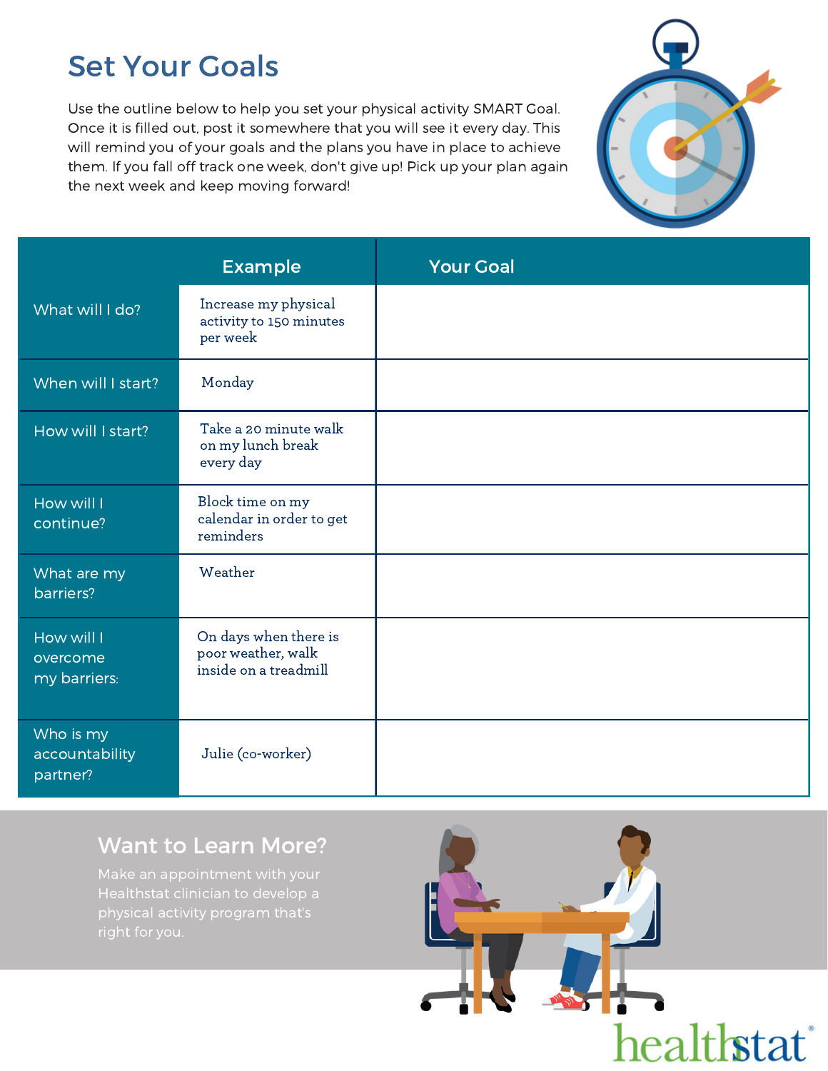# Set Your Goals

Use the outline below to help you set your physical activity SMART Goal. Once it is filled out, post it somewhere that you will see it every day. This will remind you of your goals and the plans you have in place to achieve them. If you fall off track one week, don't give up! Pick up your plan again the next week and keep moving forward!

| | Example | Your Goal |
|---|---|---|
| What will I do? | Increase my physical activity to 150 minutes per week | |
| When will I start? | Monday | |
| How will I start? | Take a 20 minute walk on my lunch break every day | |
| How will I continue? | Block time on my calendar in order to get reminders | |
| What are my barriers? | Weather | |
| How will I overcome my barriers: | On days when there is poor weather, walk inside on a treadmill | |
| Who is my accountability partner? | Julie (co-worker) | |

## Want to Learn More?

Make an appointment with your Healthstat clinician to develop a physical activity program that's right for you.

healthstat®